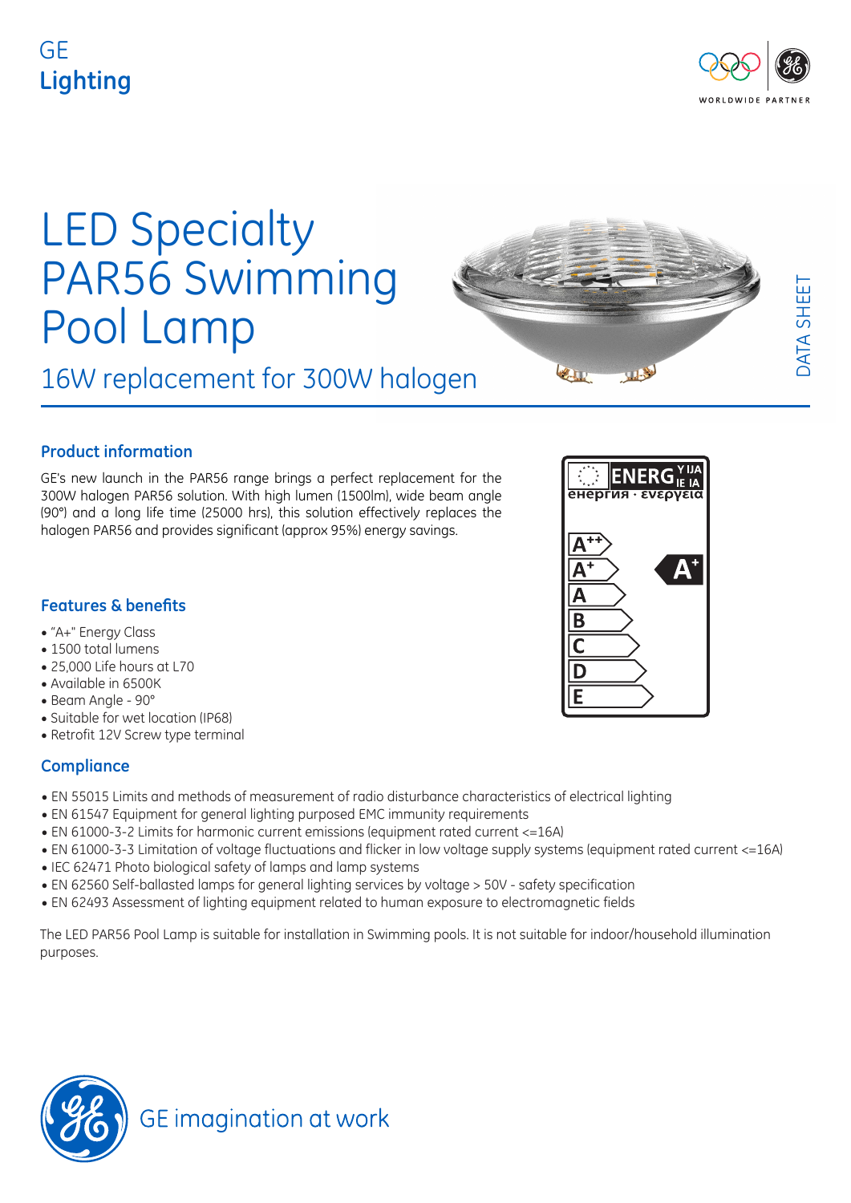GE
**Lighting**

WORLDWIDE PARTNER

# LED Specialty PAR56 Swimming Pool Lamp

## 16W replacement for 300W halogen

DATA SHEET

### Product information

GE's new launch in the PAR56 range brings a perfect replacement for the 300W halogen PAR56 solution. With high lumen (1500lm), wide beam angle (90°) and a long life time (25000 hrs), this solution effectively replaces the halogen PAR56 and provides significant (approx 95%) energy savings.

ENERGY ЕНЕРГИЯ · ΕΝΕΡΓΕΙΑ ENERGIJA ENERGIE ENERGIA

A++
A+
A
B
C
D
E

A+

### Features & benefits

- "A+" Energy Class
- 1500 total lumens
- 25,000 Life hours at L70
- Available in 6500K
- Beam Angle - 90°
- Suitable for wet location (IP68)
- Retrofit 12V Screw type terminal

### Compliance

- EN 55015 Limits and methods of measurement of radio disturbance characteristics of electrical lighting
- EN 61547 Equipment for general lighting purposed EMC immunity requirements
- EN 61000-3-2 Limits for harmonic current emissions (equipment rated current <=16A)
- EN 61000-3-3 Limitation of voltage fluctuations and flicker in low voltage supply systems (equipment rated current <=16A)
- IEC 62471 Photo biological safety of lamps and lamp systems
- EN 62560 Self-ballasted lamps for general lighting services by voltage > 50V - safety specification
- EN 62493 Assessment of lighting equipment related to human exposure to electromagnetic fields

The LED PAR56 Pool Lamp is suitable for installation in Swimming pools. It is not suitable for indoor/household illumination purposes.

GE imagination at work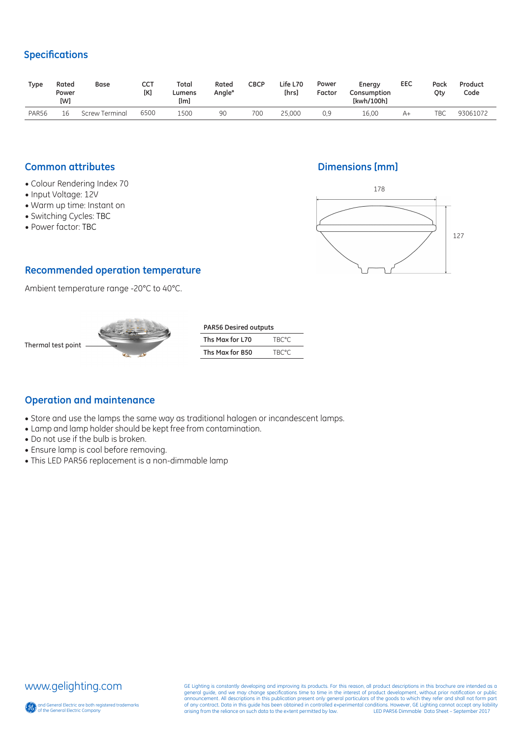## Specifications

| Type | Rated Power [W] | Base | CCT [K] | Total Lumens [lm] | Rated Angle° | CBCP | Life L70 [hrs] | Power Factor | Energy Consumption [kwh/100h] | EEC | Pack Qty | Product Code |
|---|---|---|---|---|---|---|---|---|---|---|---|---|
| PAR56 | 16 | Screw Terminal | 6500 | 1500 | 90 | 700 | 25,000 | 0,9 | 16,00 | A+ | TBC | 93061072 |

## Common attributes

- Colour Rendering Index 70
- Input Voltage: 12V
- Warm up time: Instant on
- Switching Cycles: TBC
- Power factor: TBC

## Dimensions [mm]

178

127

## Recommended operation temperature

Ambient temperature range -20°C to 40°C.

Thermal test point

| PAR56 Desired outputs | |
|---|---|
| Ths Max for L70 | TBC°C |
| Ths Max for B50 | TBC°C |

## Operation and maintenance

- Store and use the lamps the same way as traditional halogen or incandescent lamps.
- Lamp and lamp holder should be kept free from contamination.
- Do not use if the bulb is broken.
- Ensure lamp is cool before removing.
- This LED PAR56 replacement is a non-dimmable lamp

www.gelighting.com

and General Electric are both registered trademarks of the General Electric Company

GE Lighting is constantly developing and improving its products. For this reason, all product descriptions in this brochure are intended as a general guide, and we may change specifications time to time in the interest of product development, without prior notification or public announcement. All descriptions in this publication present only general particulars of the goods to which they refer and shall not form part of any contract. Data in this guide has been obtained in controlled experimental conditions. However, GE Lighting cannot accept any liability arising from the reliance on such data to the extent permitted by law. LED PAR56 Dimmable Data Sheet – September 2017